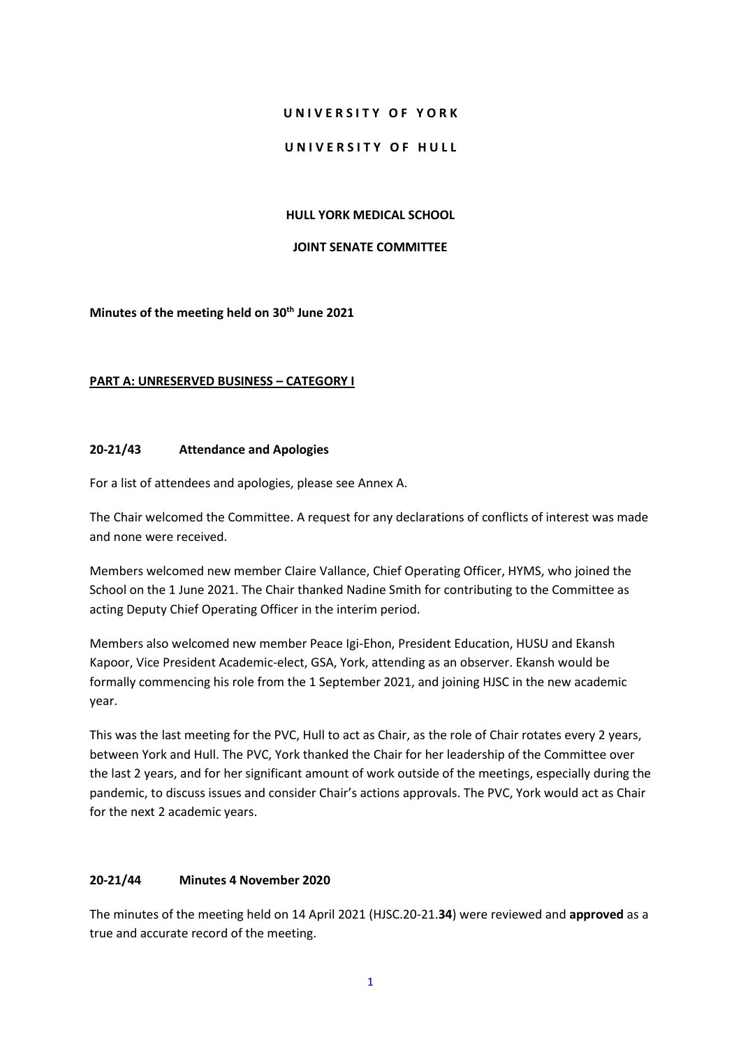# U N I V E R S I T Y O F Y O R K

# U N I V E R S I T Y O F H U L L

## HULL YORK MEDICAL SCHOOL

## JOINT SENATE COMMITTEE

**Minutes of the meeting held on 30th June 2021**

**PART A: UNRESERVED BUSINESS – CATEGORY I**

### 20-21/43 Attendance and Apologies

For a list of attendees and apologies, please see Annex A.

The Chair welcomed the Committee. A request for any declarations of conflicts of interest was made and none were received.

Members welcomed new member Claire Vallance, Chief Operating Officer, HYMS, who joined the School on the 1 June 2021. The Chair thanked Nadine Smith for contributing to the Committee as acting Deputy Chief Operating Officer in the interim period.

Members also welcomed new member Peace Igi-Ehon, President Education, HUSU and Ekansh Kapoor, Vice President Academic-elect, GSA, York, attending as an observer. Ekansh would be formally commencing his role from the 1 September 2021, and joining HJSC in the new academic year.

This was the last meeting for the PVC, Hull to act as Chair, as the role of Chair rotates every 2 years, between York and Hull. The PVC, York thanked the Chair for her leadership of the Committee over the last 2 years, and for her significant amount of work outside of the meetings, especially during the pandemic, to discuss issues and consider Chair's actions approvals. The PVC, York would act as Chair for the next 2 academic years.

### 20-21/44 Minutes 4 November 2020

The minutes of the meeting held on 14 April 2021 (HJSC.20-21.**34**) were reviewed and **approved** as a true and accurate record of the meeting.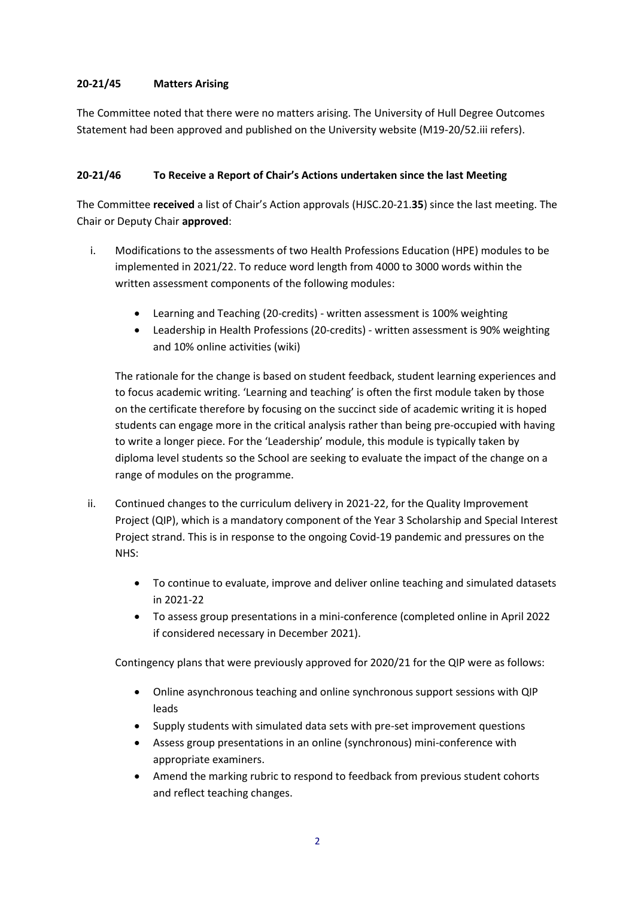### 20-21/45 Matters Arising

The Committee noted that there were no matters arising. The University of Hull Degree Outcomes Statement had been approved and published on the University website (M19-20/52.iii refers).

### 20-21/46 To Receive a Report of Chair's Actions undertaken since the last Meeting

The Committee **received** a list of Chair's Action approvals (HJSC.20-21.**35**) since the last meeting. The Chair or Deputy Chair **approved**:

i. Modifications to the assessments of two Health Professions Education (HPE) modules to be implemented in 2021/22. To reduce word length from 4000 to 3000 words within the written assessment components of the following modules:

   - Learning and Teaching (20-credits) - written assessment is 100% weighting
   - Leadership in Health Professions (20-credits) - written assessment is 90% weighting and 10% online activities (wiki)

   The rationale for the change is based on student feedback, student learning experiences and to focus academic writing. 'Learning and teaching' is often the first module taken by those on the certificate therefore by focusing on the succinct side of academic writing it is hoped students can engage more in the critical analysis rather than being pre-occupied with having to write a longer piece. For the 'Leadership' module, this module is typically taken by diploma level students so the School are seeking to evaluate the impact of the change on a range of modules on the programme.

ii. Continued changes to the curriculum delivery in 2021-22, for the Quality Improvement Project (QIP), which is a mandatory component of the Year 3 Scholarship and Special Interest Project strand. This is in response to the ongoing Covid-19 pandemic and pressures on the NHS:

   - To continue to evaluate, improve and deliver online teaching and simulated datasets in 2021-22
   - To assess group presentations in a mini-conference (completed online in April 2022 if considered necessary in December 2021).

   Contingency plans that were previously approved for 2020/21 for the QIP were as follows:

   - Online asynchronous teaching and online synchronous support sessions with QIP leads
   - Supply students with simulated data sets with pre-set improvement questions
   - Assess group presentations in an online (synchronous) mini-conference with appropriate examiners.
   - Amend the marking rubric to respond to feedback from previous student cohorts and reflect teaching changes.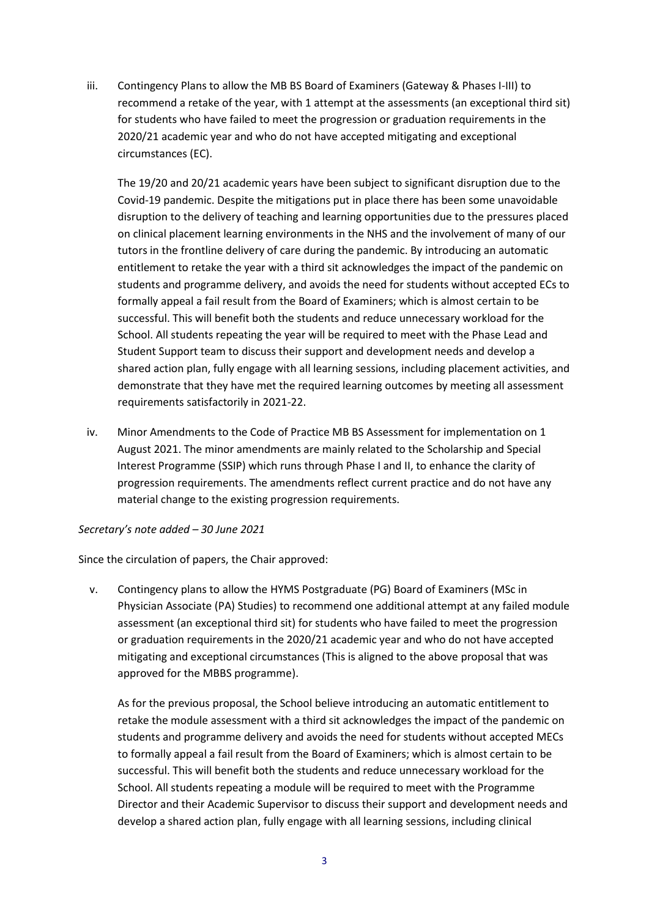iii. Contingency Plans to allow the MB BS Board of Examiners (Gateway & Phases I-III) to recommend a retake of the year, with 1 attempt at the assessments (an exceptional third sit) for students who have failed to meet the progression or graduation requirements in the 2020/21 academic year and who do not have accepted mitigating and exceptional circumstances (EC).

   The 19/20 and 20/21 academic years have been subject to significant disruption due to the Covid-19 pandemic. Despite the mitigations put in place there has been some unavoidable disruption to the delivery of teaching and learning opportunities due to the pressures placed on clinical placement learning environments in the NHS and the involvement of many of our tutors in the frontline delivery of care during the pandemic. By introducing an automatic entitlement to retake the year with a third sit acknowledges the impact of the pandemic on students and programme delivery, and avoids the need for students without accepted ECs to formally appeal a fail result from the Board of Examiners; which is almost certain to be successful. This will benefit both the students and reduce unnecessary workload for the School. All students repeating the year will be required to meet with the Phase Lead and Student Support team to discuss their support and development needs and develop a shared action plan, fully engage with all learning sessions, including placement activities, and demonstrate that they have met the required learning outcomes by meeting all assessment requirements satisfactorily in 2021-22.

iv. Minor Amendments to the Code of Practice MB BS Assessment for implementation on 1 August 2021. The minor amendments are mainly related to the Scholarship and Special Interest Programme (SSIP) which runs through Phase I and II, to enhance the clarity of progression requirements. The amendments reflect current practice and do not have any material change to the existing progression requirements.

*Secretary's note added – 30 June 2021*

Since the circulation of papers, the Chair approved:

v. Contingency plans to allow the HYMS Postgraduate (PG) Board of Examiners (MSc in Physician Associate (PA) Studies) to recommend one additional attempt at any failed module assessment (an exceptional third sit) for students who have failed to meet the progression or graduation requirements in the 2020/21 academic year and who do not have accepted mitigating and exceptional circumstances (This is aligned to the above proposal that was approved for the MBBS programme).

   As for the previous proposal, the School believe introducing an automatic entitlement to retake the module assessment with a third sit acknowledges the impact of the pandemic on students and programme delivery and avoids the need for students without accepted MECs to formally appeal a fail result from the Board of Examiners; which is almost certain to be successful. This will benefit both the students and reduce unnecessary workload for the School. All students repeating a module will be required to meet with the Programme Director and their Academic Supervisor to discuss their support and development needs and develop a shared action plan, fully engage with all learning sessions, including clinical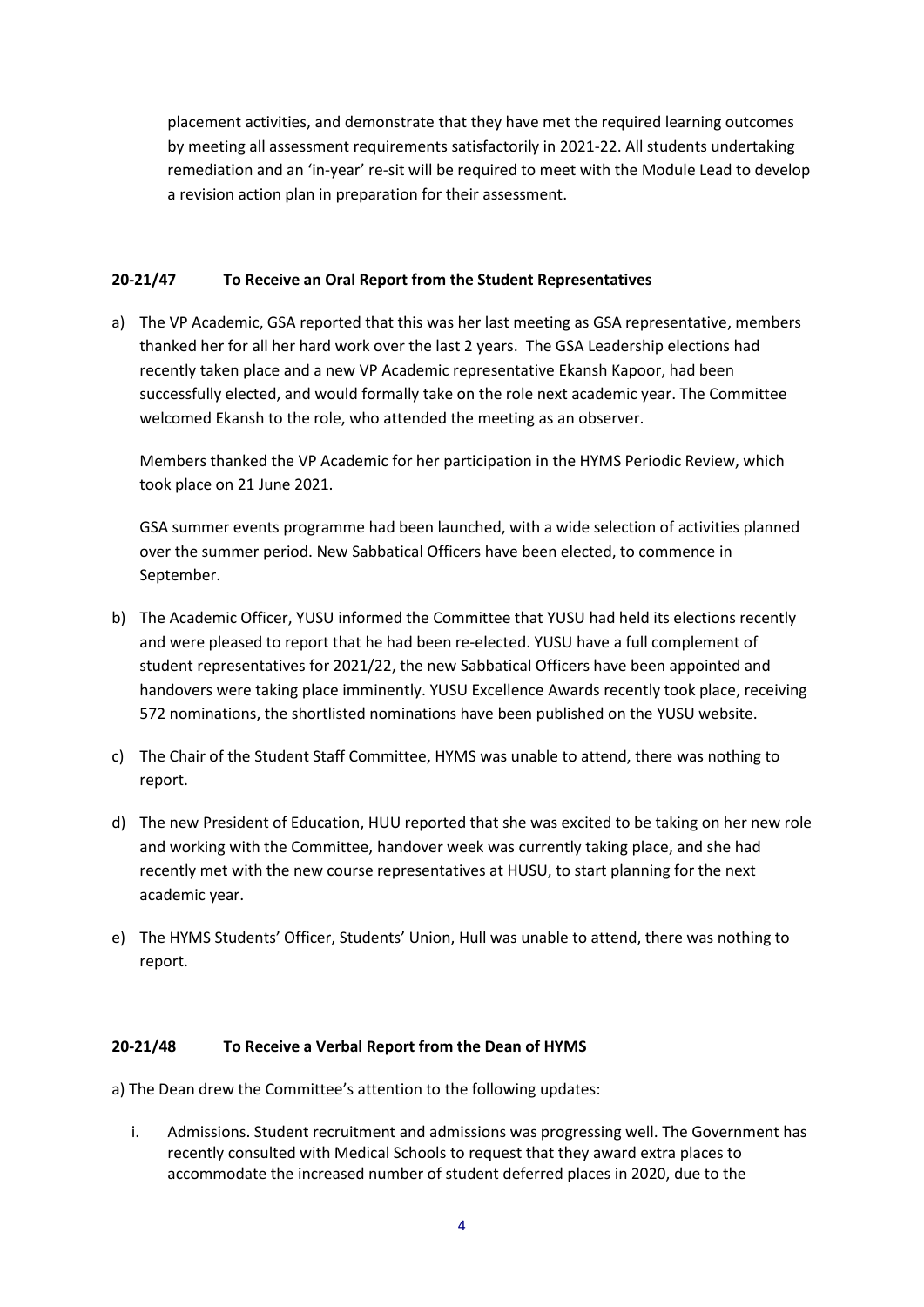placement activities, and demonstrate that they have met the required learning outcomes by meeting all assessment requirements satisfactorily in 2021-22. All students undertaking remediation and an 'in-year' re-sit will be required to meet with the Module Lead to develop a revision action plan in preparation for their assessment.

**20-21/47 To Receive an Oral Report from the Student Representatives**

a) The VP Academic, GSA reported that this was her last meeting as GSA representative, members thanked her for all her hard work over the last 2 years. The GSA Leadership elections had recently taken place and a new VP Academic representative Ekansh Kapoor, had been successfully elected, and would formally take on the role next academic year. The Committee welcomed Ekansh to the role, who attended the meeting as an observer.

   Members thanked the VP Academic for her participation in the HYMS Periodic Review, which took place on 21 June 2021.

   GSA summer events programme had been launched, with a wide selection of activities planned over the summer period. New Sabbatical Officers have been elected, to commence in September.

b) The Academic Officer, YUSU informed the Committee that YUSU had held its elections recently and were pleased to report that he had been re-elected. YUSU have a full complement of student representatives for 2021/22, the new Sabbatical Officers have been appointed and handovers were taking place imminently. YUSU Excellence Awards recently took place, receiving 572 nominations, the shortlisted nominations have been published on the YUSU website.

c) The Chair of the Student Staff Committee, HYMS was unable to attend, there was nothing to report.

d) The new President of Education, HUU reported that she was excited to be taking on her new role and working with the Committee, handover week was currently taking place, and she had recently met with the new course representatives at HUSU, to start planning for the next academic year.

e) The HYMS Students' Officer, Students' Union, Hull was unable to attend, there was nothing to report.

**20-21/48 To Receive a Verbal Report from the Dean of HYMS**

a) The Dean drew the Committee's attention to the following updates:

   i. Admissions. Student recruitment and admissions was progressing well. The Government has recently consulted with Medical Schools to request that they award extra places to accommodate the increased number of student deferred places in 2020, due to the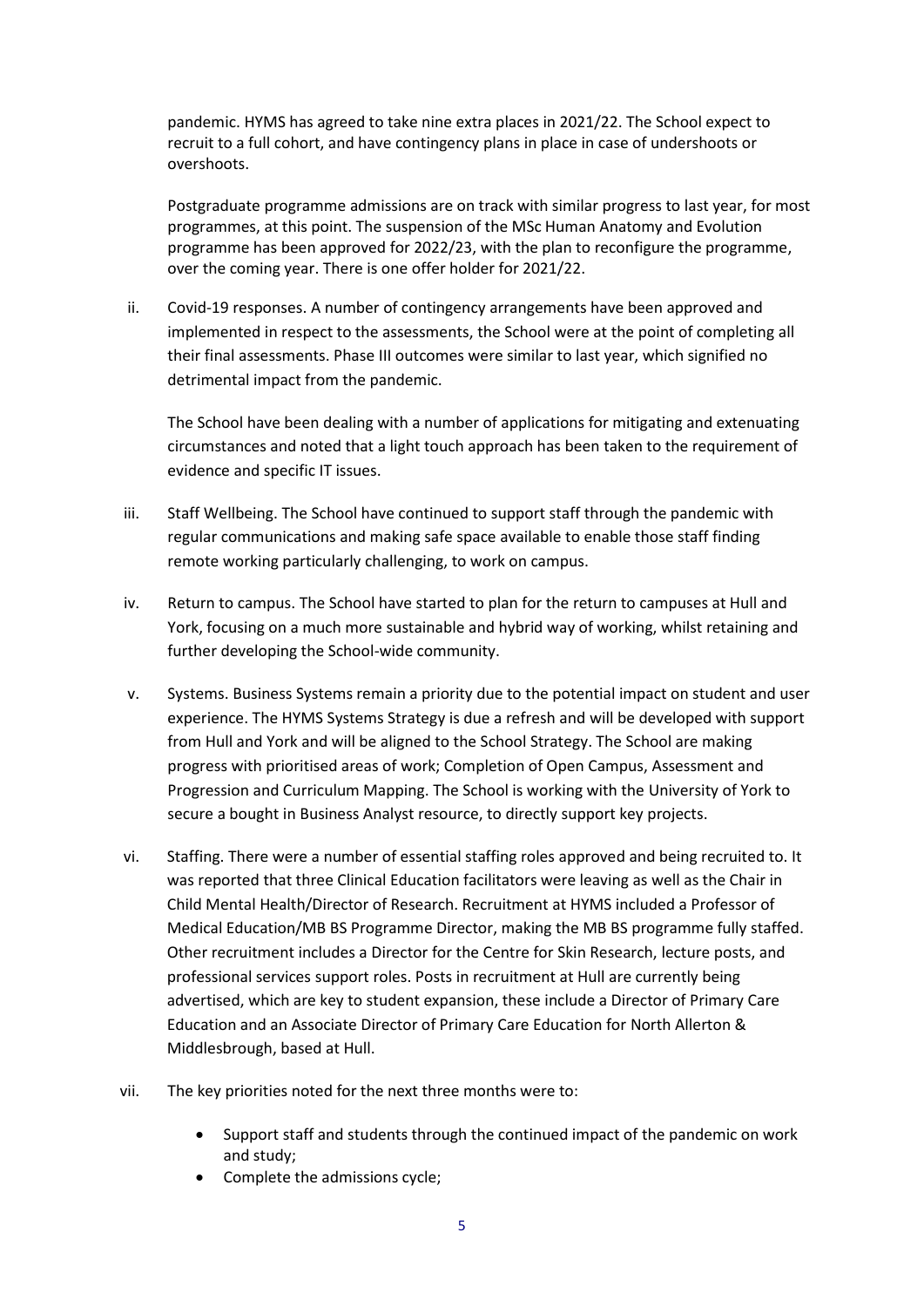pandemic. HYMS has agreed to take nine extra places in 2021/22. The School expect to recruit to a full cohort, and have contingency plans in place in case of undershoots or overshoots.

Postgraduate programme admissions are on track with similar progress to last year, for most programmes, at this point. The suspension of the MSc Human Anatomy and Evolution programme has been approved for 2022/23, with the plan to reconfigure the programme, over the coming year. There is one offer holder for 2021/22.

ii. Covid-19 responses. A number of contingency arrangements have been approved and implemented in respect to the assessments, the School were at the point of completing all their final assessments. Phase III outcomes were similar to last year, which signified no detrimental impact from the pandemic.

    The School have been dealing with a number of applications for mitigating and extenuating circumstances and noted that a light touch approach has been taken to the requirement of evidence and specific IT issues.

iii. Staff Wellbeing. The School have continued to support staff through the pandemic with regular communications and making safe space available to enable those staff finding remote working particularly challenging, to work on campus.

iv. Return to campus. The School have started to plan for the return to campuses at Hull and York, focusing on a much more sustainable and hybrid way of working, whilst retaining and further developing the School-wide community.

v. Systems. Business Systems remain a priority due to the potential impact on student and user experience. The HYMS Systems Strategy is due a refresh and will be developed with support from Hull and York and will be aligned to the School Strategy. The School are making progress with prioritised areas of work; Completion of Open Campus, Assessment and Progression and Curriculum Mapping. The School is working with the University of York to secure a bought in Business Analyst resource, to directly support key projects.

vi. Staffing. There were a number of essential staffing roles approved and being recruited to. It was reported that three Clinical Education facilitators were leaving as well as the Chair in Child Mental Health/Director of Research. Recruitment at HYMS included a Professor of Medical Education/MB BS Programme Director, making the MB BS programme fully staffed. Other recruitment includes a Director for the Centre for Skin Research, lecture posts, and professional services support roles. Posts in recruitment at Hull are currently being advertised, which are key to student expansion, these include a Director of Primary Care Education and an Associate Director of Primary Care Education for North Allerton & Middlesbrough, based at Hull.

vii. The key priorities noted for the next three months were to:

    - Support staff and students through the continued impact of the pandemic on work and study;
    - Complete the admissions cycle;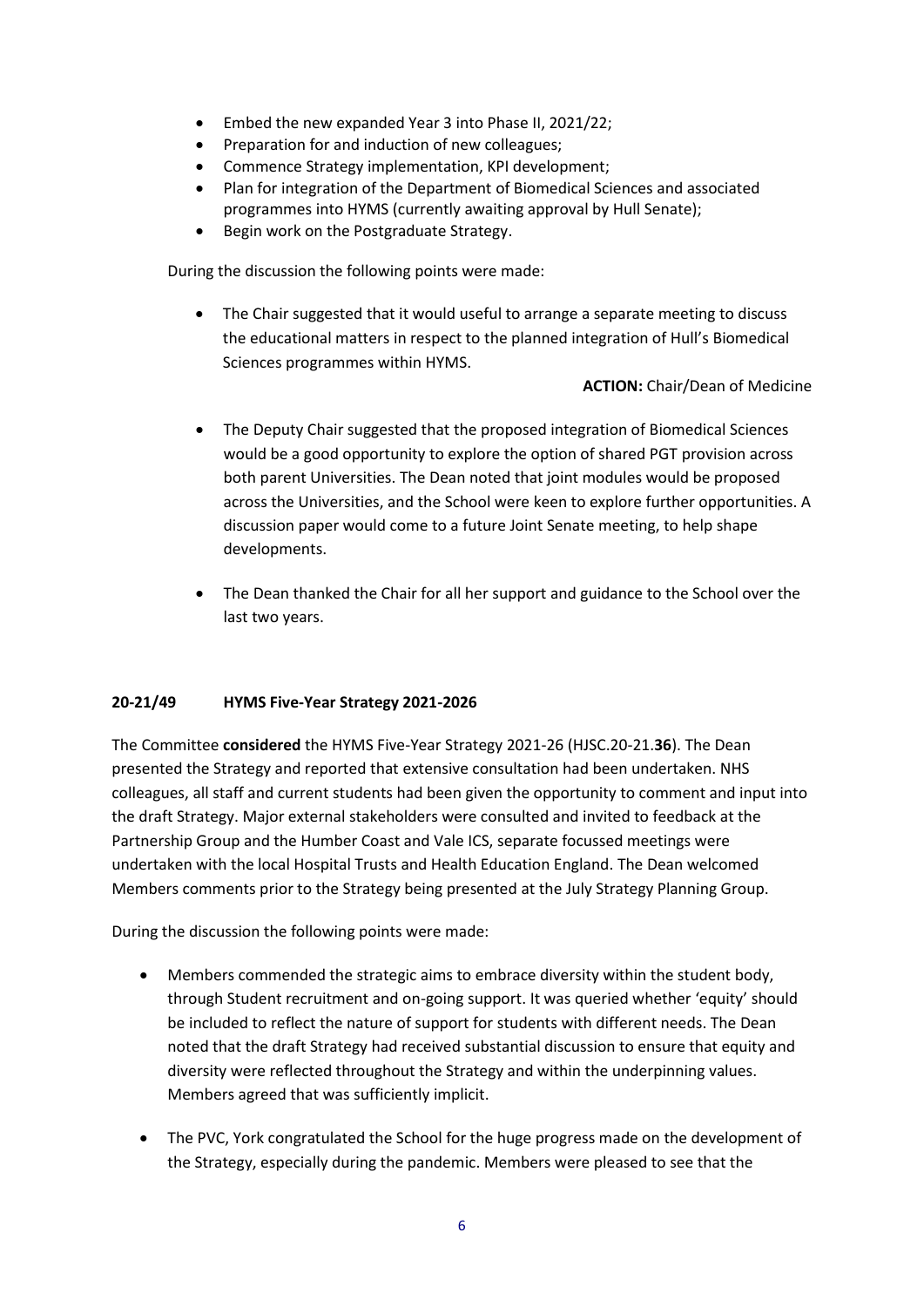- Embed the new expanded Year 3 into Phase II, 2021/22;
- Preparation for and induction of new colleagues;
- Commence Strategy implementation, KPI development;
- Plan for integration of the Department of Biomedical Sciences and associated programmes into HYMS (currently awaiting approval by Hull Senate);
- Begin work on the Postgraduate Strategy.

During the discussion the following points were made:

- The Chair suggested that it would useful to arrange a separate meeting to discuss the educational matters in respect to the planned integration of Hull's Biomedical Sciences programmes within HYMS.

  **ACTION:** Chair/Dean of Medicine

- The Deputy Chair suggested that the proposed integration of Biomedical Sciences would be a good opportunity to explore the option of shared PGT provision across both parent Universities. The Dean noted that joint modules would be proposed across the Universities, and the School were keen to explore further opportunities. A discussion paper would come to a future Joint Senate meeting, to help shape developments.

- The Dean thanked the Chair for all her support and guidance to the School over the last two years.

**20-21/49 HYMS Five-Year Strategy 2021-2026**

The Committee **considered** the HYMS Five-Year Strategy 2021-26 (HJSC.20-21.**36**). The Dean presented the Strategy and reported that extensive consultation had been undertaken. NHS colleagues, all staff and current students had been given the opportunity to comment and input into the draft Strategy. Major external stakeholders were consulted and invited to feedback at the Partnership Group and the Humber Coast and Vale ICS, separate focussed meetings were undertaken with the local Hospital Trusts and Health Education England. The Dean welcomed Members comments prior to the Strategy being presented at the July Strategy Planning Group.

During the discussion the following points were made:

- Members commended the strategic aims to embrace diversity within the student body, through Student recruitment and on-going support. It was queried whether 'equity' should be included to reflect the nature of support for students with different needs. The Dean noted that the draft Strategy had received substantial discussion to ensure that equity and diversity were reflected throughout the Strategy and within the underpinning values. Members agreed that was sufficiently implicit.

- The PVC, York congratulated the School for the huge progress made on the development of the Strategy, especially during the pandemic. Members were pleased to see that the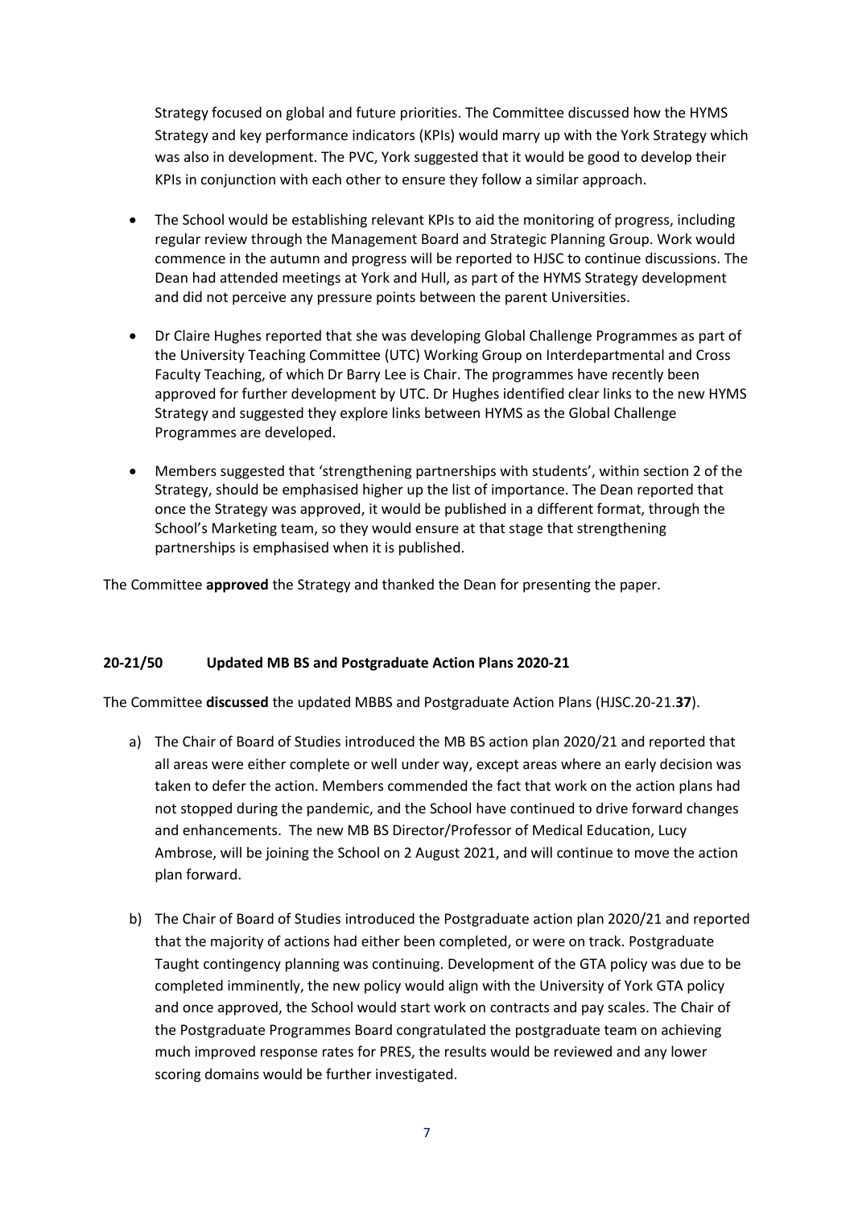Strategy focused on global and future priorities. The Committee discussed how the HYMS Strategy and key performance indicators (KPIs) would marry up with the York Strategy which was also in development. The PVC, York suggested that it would be good to develop their KPIs in conjunction with each other to ensure they follow a similar approach.

- The School would be establishing relevant KPIs to aid the monitoring of progress, including regular review through the Management Board and Strategic Planning Group. Work would commence in the autumn and progress will be reported to HJSC to continue discussions. The Dean had attended meetings at York and Hull, as part of the HYMS Strategy development and did not perceive any pressure points between the parent Universities.
- Dr Claire Hughes reported that she was developing Global Challenge Programmes as part of the University Teaching Committee (UTC) Working Group on Interdepartmental and Cross Faculty Teaching, of which Dr Barry Lee is Chair. The programmes have recently been approved for further development by UTC. Dr Hughes identified clear links to the new HYMS Strategy and suggested they explore links between HYMS as the Global Challenge Programmes are developed.
- Members suggested that 'strengthening partnerships with students', within section 2 of the Strategy, should be emphasised higher up the list of importance. The Dean reported that once the Strategy was approved, it would be published in a different format, through the School's Marketing team, so they would ensure at that stage that strengthening partnerships is emphasised when it is published.

The Committee **approved** the Strategy and thanked the Dean for presenting the paper.

#### 20-21/50 Updated MB BS and Postgraduate Action Plans 2020-21

The Committee **discussed** the updated MBBS and Postgraduate Action Plans (HJSC.20-21.**37**).

a) The Chair of Board of Studies introduced the MB BS action plan 2020/21 and reported that all areas were either complete or well under way, except areas where an early decision was taken to defer the action. Members commended the fact that work on the action plans had not stopped during the pandemic, and the School have continued to drive forward changes and enhancements. The new MB BS Director/Professor of Medical Education, Lucy Ambrose, will be joining the School on 2 August 2021, and will continue to move the action plan forward.

b) The Chair of Board of Studies introduced the Postgraduate action plan 2020/21 and reported that the majority of actions had either been completed, or were on track. Postgraduate Taught contingency planning was continuing. Development of the GTA policy was due to be completed imminently, the new policy would align with the University of York GTA policy and once approved, the School would start work on contracts and pay scales. The Chair of the Postgraduate Programmes Board congratulated the postgraduate team on achieving much improved response rates for PRES, the results would be reviewed and any lower scoring domains would be further investigated.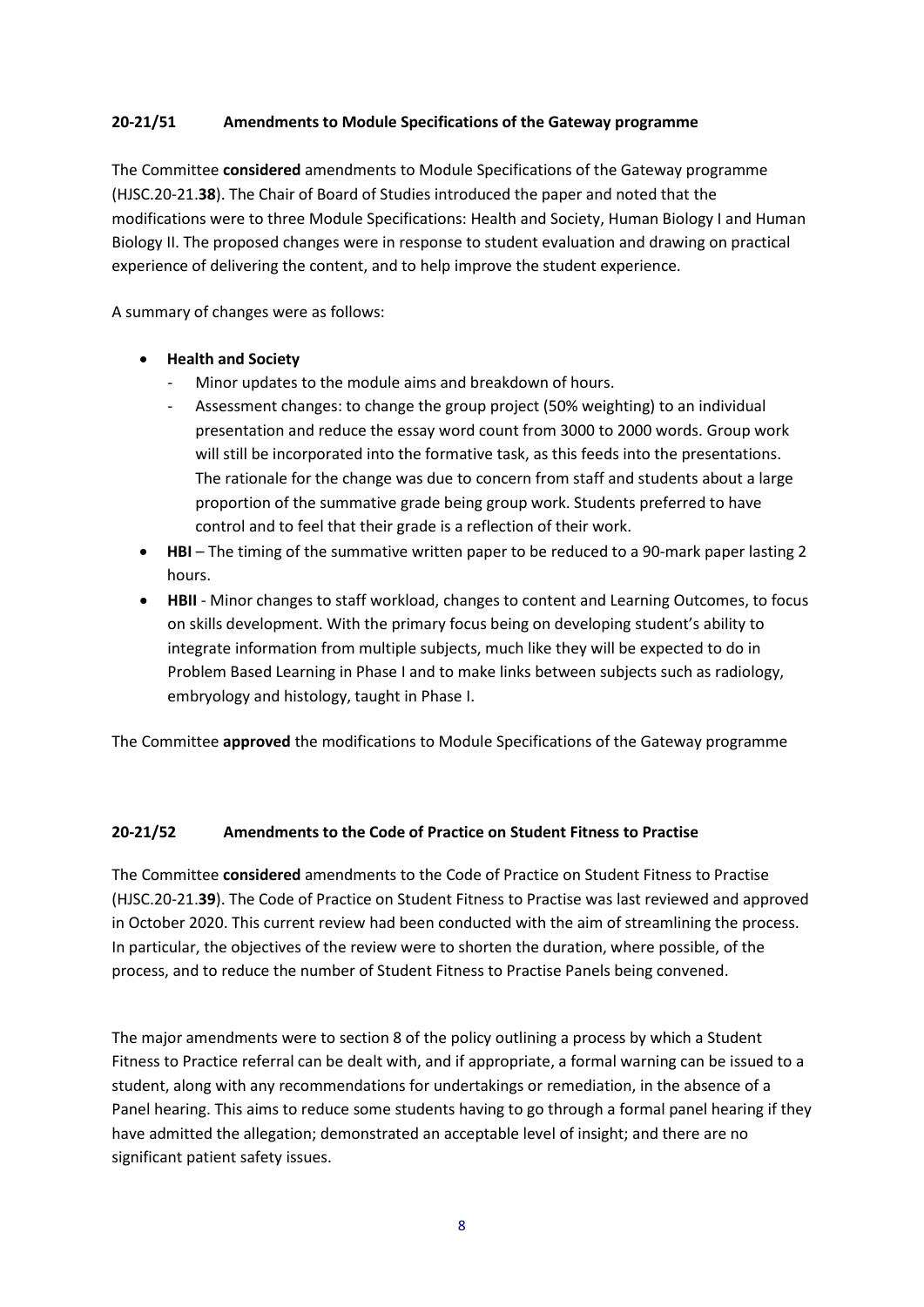### 20-21/51 Amendments to Module Specifications of the Gateway programme

The Committee **considered** amendments to Module Specifications of the Gateway programme (HJSC.20-21.**38**). The Chair of Board of Studies introduced the paper and noted that the modifications were to three Module Specifications: Health and Society, Human Biology I and Human Biology II. The proposed changes were in response to student evaluation and drawing on practical experience of delivering the content, and to help improve the student experience.

A summary of changes were as follows:

- **Health and Society**
  - Minor updates to the module aims and breakdown of hours.
  - Assessment changes: to change the group project (50% weighting) to an individual presentation and reduce the essay word count from 3000 to 2000 words. Group work will still be incorporated into the formative task, as this feeds into the presentations. The rationale for the change was due to concern from staff and students about a large proportion of the summative grade being group work. Students preferred to have control and to feel that their grade is a reflection of their work.
- **HBI** – The timing of the summative written paper to be reduced to a 90-mark paper lasting 2 hours.
- **HBII** - Minor changes to staff workload, changes to content and Learning Outcomes, to focus on skills development. With the primary focus being on developing student's ability to integrate information from multiple subjects, much like they will be expected to do in Problem Based Learning in Phase I and to make links between subjects such as radiology, embryology and histology, taught in Phase I.

The Committee **approved** the modifications to Module Specifications of the Gateway programme

### 20-21/52 Amendments to the Code of Practice on Student Fitness to Practise

The Committee **considered** amendments to the Code of Practice on Student Fitness to Practise (HJSC.20-21.**39**). The Code of Practice on Student Fitness to Practise was last reviewed and approved in October 2020. This current review had been conducted with the aim of streamlining the process. In particular, the objectives of the review were to shorten the duration, where possible, of the process, and to reduce the number of Student Fitness to Practise Panels being convened.

The major amendments were to section 8 of the policy outlining a process by which a Student Fitness to Practice referral can be dealt with, and if appropriate, a formal warning can be issued to a student, along with any recommendations for undertakings or remediation, in the absence of a Panel hearing. This aims to reduce some students having to go through a formal panel hearing if they have admitted the allegation; demonstrated an acceptable level of insight; and there are no significant patient safety issues.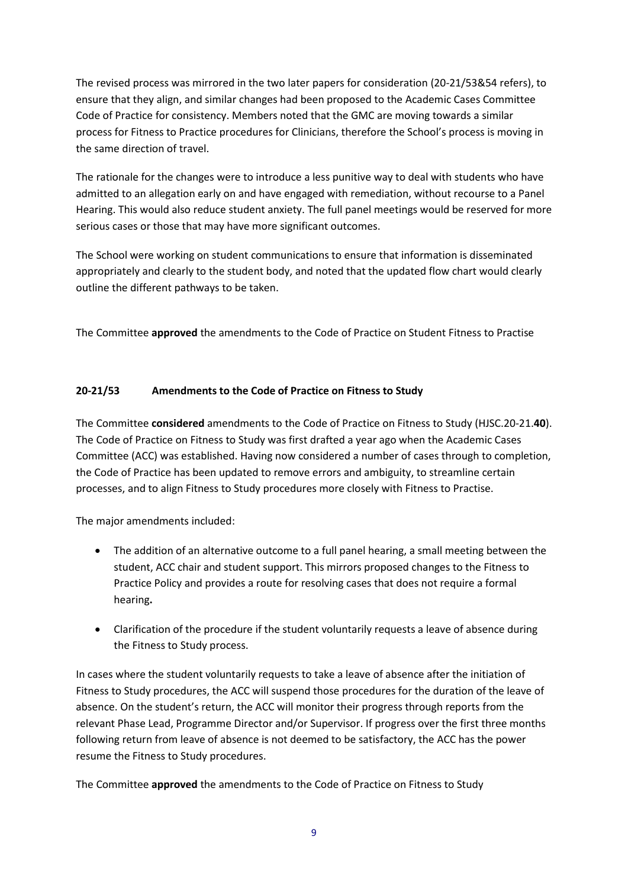The revised process was mirrored in the two later papers for consideration (20-21/53&54 refers), to ensure that they align, and similar changes had been proposed to the Academic Cases Committee Code of Practice for consistency. Members noted that the GMC are moving towards a similar process for Fitness to Practice procedures for Clinicians, therefore the School's process is moving in the same direction of travel.

The rationale for the changes were to introduce a less punitive way to deal with students who have admitted to an allegation early on and have engaged with remediation, without recourse to a Panel Hearing. This would also reduce student anxiety. The full panel meetings would be reserved for more serious cases or those that may have more significant outcomes.

The School were working on student communications to ensure that information is disseminated appropriately and clearly to the student body, and noted that the updated flow chart would clearly outline the different pathways to be taken.

The Committee **approved** the amendments to the Code of Practice on Student Fitness to Practise

### 20-21/53 Amendments to the Code of Practice on Fitness to Study

The Committee **considered** amendments to the Code of Practice on Fitness to Study (HJSC.20-21.**40**). The Code of Practice on Fitness to Study was first drafted a year ago when the Academic Cases Committee (ACC) was established. Having now considered a number of cases through to completion, the Code of Practice has been updated to remove errors and ambiguity, to streamline certain processes, and to align Fitness to Study procedures more closely with Fitness to Practise.

The major amendments included:

- The addition of an alternative outcome to a full panel hearing, a small meeting between the student, ACC chair and student support. This mirrors proposed changes to the Fitness to Practice Policy and provides a route for resolving cases that does not require a formal hearing**.**
- Clarification of the procedure if the student voluntarily requests a leave of absence during the Fitness to Study process.

In cases where the student voluntarily requests to take a leave of absence after the initiation of Fitness to Study procedures, the ACC will suspend those procedures for the duration of the leave of absence. On the student's return, the ACC will monitor their progress through reports from the relevant Phase Lead, Programme Director and/or Supervisor. If progress over the first three months following return from leave of absence is not deemed to be satisfactory, the ACC has the power resume the Fitness to Study procedures.

The Committee **approved** the amendments to the Code of Practice on Fitness to Study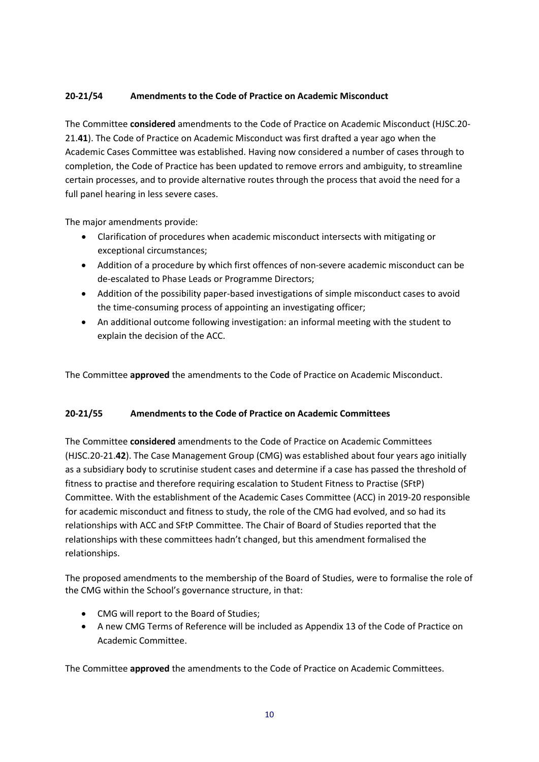**20-21/54 Amendments to the Code of Practice on Academic Misconduct**

The Committee **considered** amendments to the Code of Practice on Academic Misconduct (HJSC.20-21.**41**). The Code of Practice on Academic Misconduct was first drafted a year ago when the Academic Cases Committee was established. Having now considered a number of cases through to completion, the Code of Practice has been updated to remove errors and ambiguity, to streamline certain processes, and to provide alternative routes through the process that avoid the need for a full panel hearing in less severe cases.

The major amendments provide:

- Clarification of procedures when academic misconduct intersects with mitigating or exceptional circumstances;
- Addition of a procedure by which first offences of non-severe academic misconduct can be de-escalated to Phase Leads or Programme Directors;
- Addition of the possibility paper-based investigations of simple misconduct cases to avoid the time-consuming process of appointing an investigating officer;
- An additional outcome following investigation: an informal meeting with the student to explain the decision of the ACC.

The Committee **approved** the amendments to the Code of Practice on Academic Misconduct.

**20-21/55 Amendments to the Code of Practice on Academic Committees**

The Committee **considered** amendments to the Code of Practice on Academic Committees (HJSC.20-21.**42**). The Case Management Group (CMG) was established about four years ago initially as a subsidiary body to scrutinise student cases and determine if a case has passed the threshold of fitness to practise and therefore requiring escalation to Student Fitness to Practise (SFtP) Committee. With the establishment of the Academic Cases Committee (ACC) in 2019-20 responsible for academic misconduct and fitness to study, the role of the CMG had evolved, and so had its relationships with ACC and SFtP Committee. The Chair of Board of Studies reported that the relationships with these committees hadn't changed, but this amendment formalised the relationships.

The proposed amendments to the membership of the Board of Studies, were to formalise the role of the CMG within the School's governance structure, in that:

- CMG will report to the Board of Studies;
- A new CMG Terms of Reference will be included as Appendix 13 of the Code of Practice on Academic Committee.

The Committee **approved** the amendments to the Code of Practice on Academic Committees.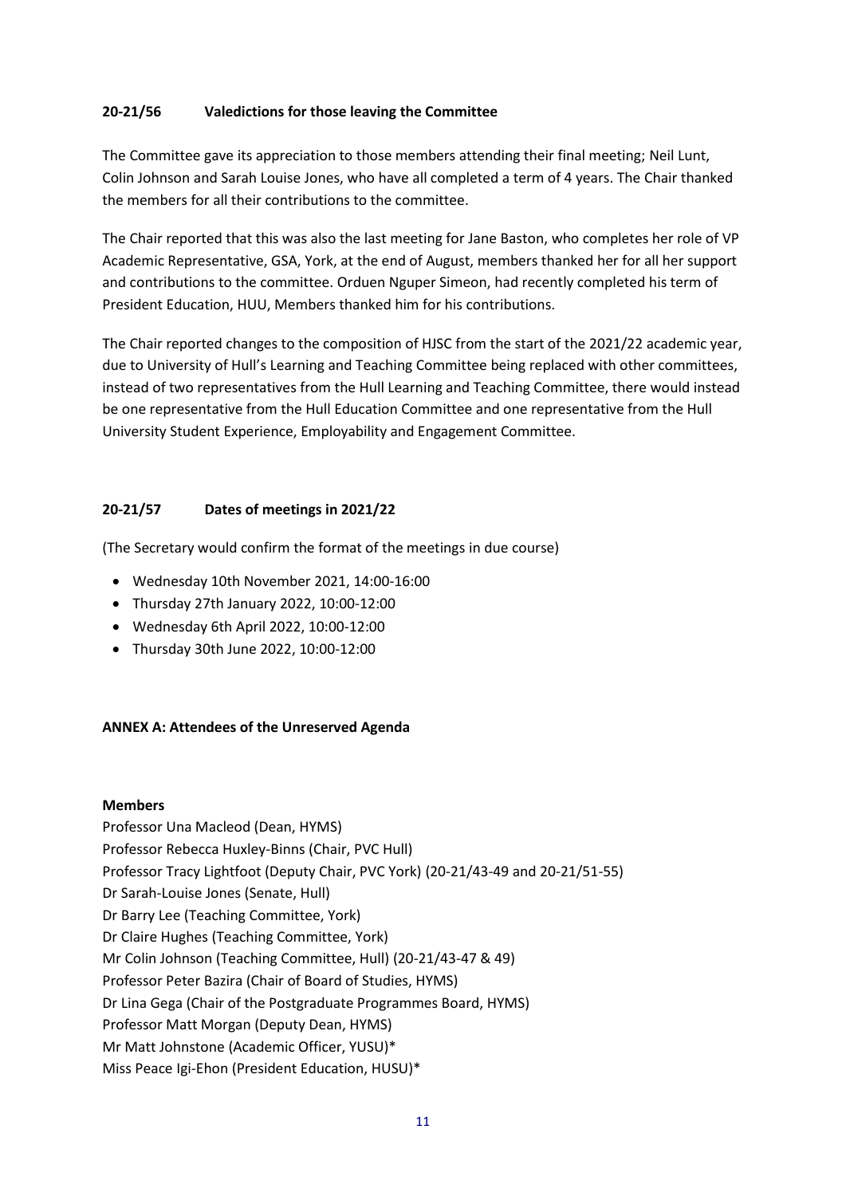### 20-21/56 Valedictions for those leaving the Committee

The Committee gave its appreciation to those members attending their final meeting; Neil Lunt, Colin Johnson and Sarah Louise Jones, who have all completed a term of 4 years. The Chair thanked the members for all their contributions to the committee.

The Chair reported that this was also the last meeting for Jane Baston, who completes her role of VP Academic Representative, GSA, York, at the end of August, members thanked her for all her support and contributions to the committee. Orduen Nguper Simeon, had recently completed his term of President Education, HUU, Members thanked him for his contributions.

The Chair reported changes to the composition of HJSC from the start of the 2021/22 academic year, due to University of Hull's Learning and Teaching Committee being replaced with other committees, instead of two representatives from the Hull Learning and Teaching Committee, there would instead be one representative from the Hull Education Committee and one representative from the Hull University Student Experience, Employability and Engagement Committee.

### 20-21/57 Dates of meetings in 2021/22

(The Secretary would confirm the format of the meetings in due course)

- Wednesday 10th November 2021, 14:00-16:00
- Thursday 27th January 2022, 10:00-12:00
- Wednesday 6th April 2022, 10:00-12:00
- Thursday 30th June 2022, 10:00-12:00

### ANNEX A: Attendees of the Unreserved Agenda

**Members**

Professor Una Macleod (Dean, HYMS)
Professor Rebecca Huxley-Binns (Chair, PVC Hull)
Professor Tracy Lightfoot (Deputy Chair, PVC York) (20-21/43-49 and 20-21/51-55)
Dr Sarah-Louise Jones (Senate, Hull)
Dr Barry Lee (Teaching Committee, York)
Dr Claire Hughes (Teaching Committee, York)
Mr Colin Johnson (Teaching Committee, Hull) (20-21/43-47 & 49)
Professor Peter Bazira (Chair of Board of Studies, HYMS)
Dr Lina Gega (Chair of the Postgraduate Programmes Board, HYMS)
Professor Matt Morgan (Deputy Dean, HYMS)
Mr Matt Johnstone (Academic Officer, YUSU)*
Miss Peace Igi-Ehon (President Education, HUSU)*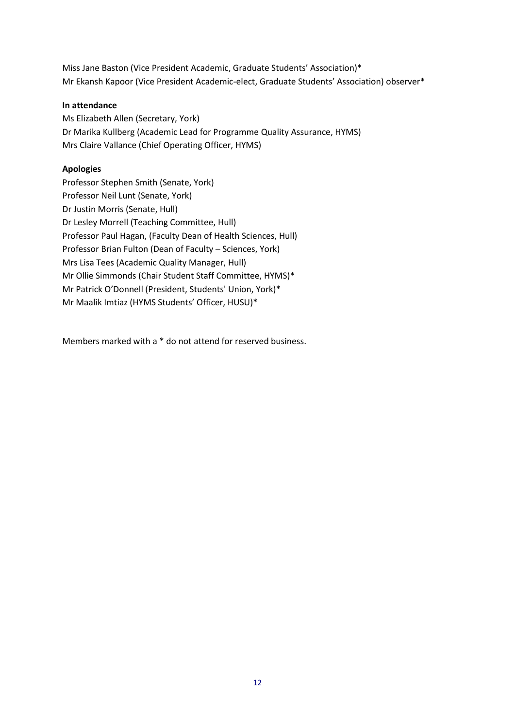Miss Jane Baston (Vice President Academic, Graduate Students' Association)*
Mr Ekansh Kapoor (Vice President Academic-elect, Graduate Students' Association) observer*

**In attendance**

Ms Elizabeth Allen (Secretary, York)
Dr Marika Kullberg (Academic Lead for Programme Quality Assurance, HYMS)
Mrs Claire Vallance (Chief Operating Officer, HYMS)

**Apologies**

Professor Stephen Smith (Senate, York)
Professor Neil Lunt (Senate, York)
Dr Justin Morris (Senate, Hull)
Dr Lesley Morrell (Teaching Committee, Hull)
Professor Paul Hagan, (Faculty Dean of Health Sciences, Hull)
Professor Brian Fulton (Dean of Faculty – Sciences, York)
Mrs Lisa Tees (Academic Quality Manager, Hull)
Mr Ollie Simmonds (Chair Student Staff Committee, HYMS)*
Mr Patrick O'Donnell (President, Students' Union, York)*
Mr Maalik Imtiaz (HYMS Students' Officer, HUSU)*

Members marked with a * do not attend for reserved business.